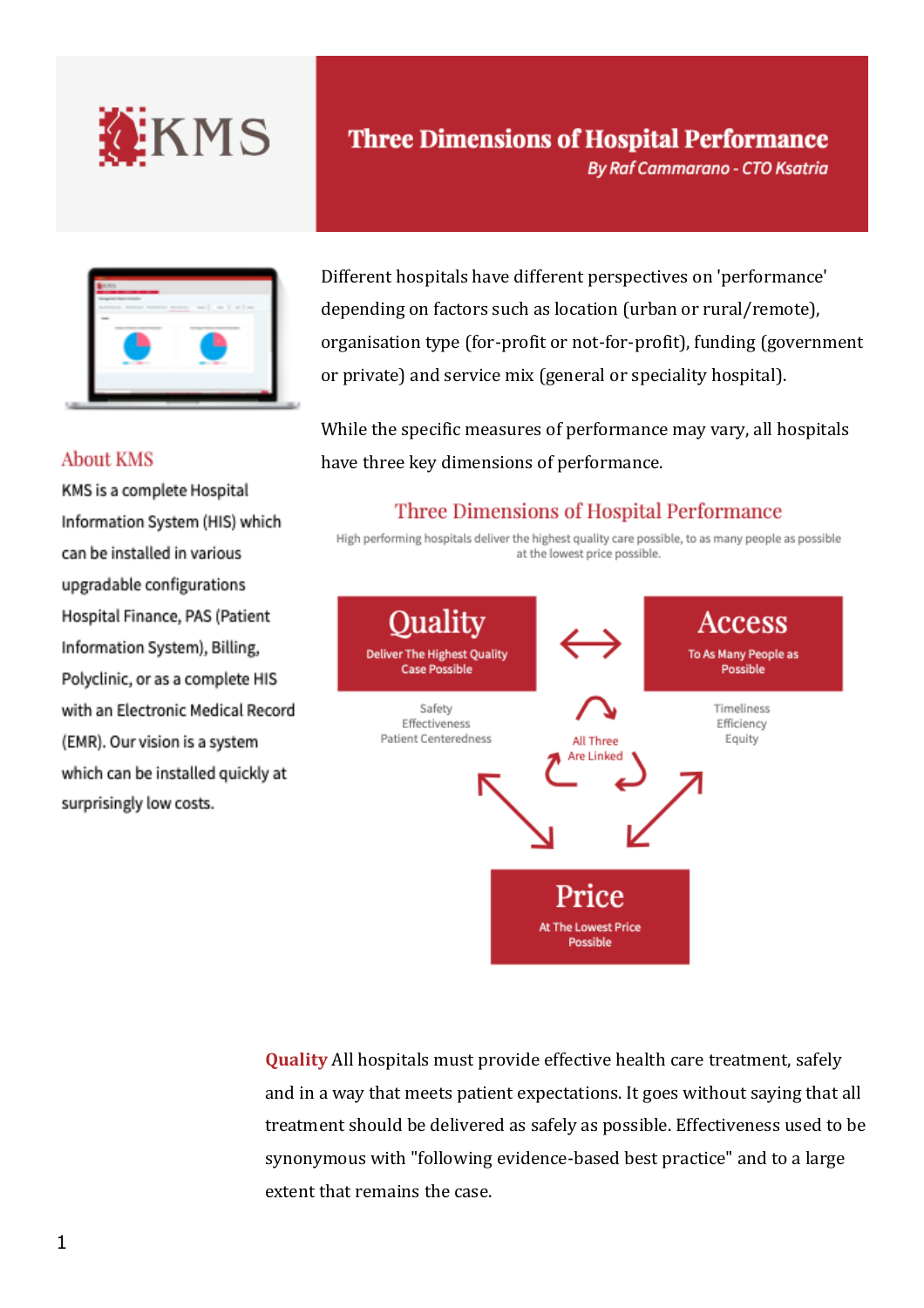# Three Dimensions of Hospital Performance

*By Raf Cammarano - CTO Ksatria*

## About KMS

KMS is a complete Hospital Information System (HIS) which can be installed in various upgradable configurations Hospital Finance, PAS (Patient Information System), Billing, Polyclinic, or as a complete HIS with an Electronic Medical Record (EMR). Our vision is a system which can be installed quickly at surprisingly low costs.

Different hospitals have different perspectives on 'performance' depending on factors such as location (urban or rural/remote), organisation type (for-profit or not-for-profit), funding (government or private) and service mix (general or speciality hospital).

While the specific measures of performance may vary, all hospitals have three key dimensions of performance.

### Three Dimensions of Hospital Performance

High performing hospitals deliver the highest quality care possible, to as many people as possible at the lowest price possible.

**Quality** – Deliver The Highest Quality Case Possible
- Safety
- Effectiveness
- Patient Centeredness

**Access** – To As Many People as Possible
- Timeliness
- Efficiency
- Equity

**Price** – At The Lowest Price Possible

All Three Are Linked

**Quality** All hospitals must provide effective health care treatment, safely and in a way that meets patient expectations. It goes without saying that all treatment should be delivered as safely as possible. Effectiveness used to be synonymous with "following evidence-based best practice" and to a large extent that remains the case.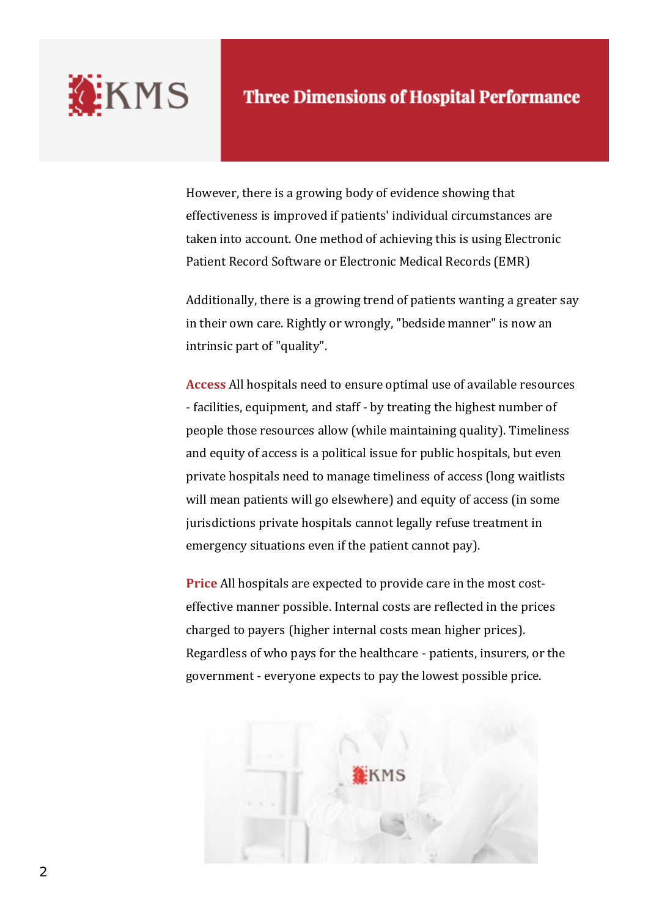However, there is a growing body of evidence showing that effectiveness is improved if patients' individual circumstances are taken into account. One method of achieving this is using Electronic Patient Record Software or Electronic Medical Records (EMR)

Additionally, there is a growing trend of patients wanting a greater say in their own care. Rightly or wrongly, "bedside manner" is now an intrinsic part of "quality".

**Access** All hospitals need to ensure optimal use of available resources - facilities, equipment, and staff - by treating the highest number of people those resources allow (while maintaining quality). Timeliness and equity of access is a political issue for public hospitals, but even private hospitals need to manage timeliness of access (long waitlists will mean patients will go elsewhere) and equity of access (in some jurisdictions private hospitals cannot legally refuse treatment in emergency situations even if the patient cannot pay).

**Price** All hospitals are expected to provide care in the most cost-effective manner possible. Internal costs are reflected in the prices charged to payers (higher internal costs mean higher prices). Regardless of who pays for the healthcare - patients, insurers, or the government - everyone expects to pay the lowest possible price.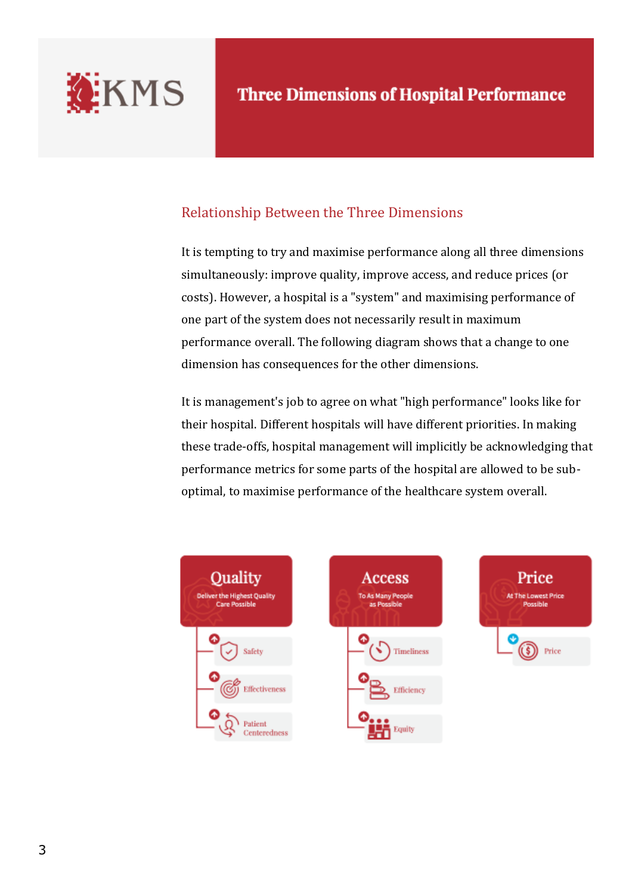# Three Dimensions of Hospital Performance

## Relationship Between the Three Dimensions

It is tempting to try and maximise performance along all three dimensions simultaneously: improve quality, improve access, and reduce prices (or costs). However, a hospital is a "system" and maximising performance of one part of the system does not necessarily result in maximum performance overall. The following diagram shows that a change to one dimension has consequences for the other dimensions.

It is management's job to agree on what "high performance" looks like for their hospital. Different hospitals will have different priorities. In making these trade-offs, hospital management will implicitly be acknowledging that performance metrics for some parts of the hospital are allowed to be sub-optimal, to maximise performance of the healthcare system overall.

**Quality** – Deliver the Highest Quality Care Possible
- ↑ Safety
- ↑ Effectiveness
- ↑ Patient Centeredness

**Access** – To As Many People as Possible
- ↑ Timeliness
- ↑ Efficiency
- ↑ Equity

**Price** – At The Lowest Price Possible
- ↓ Price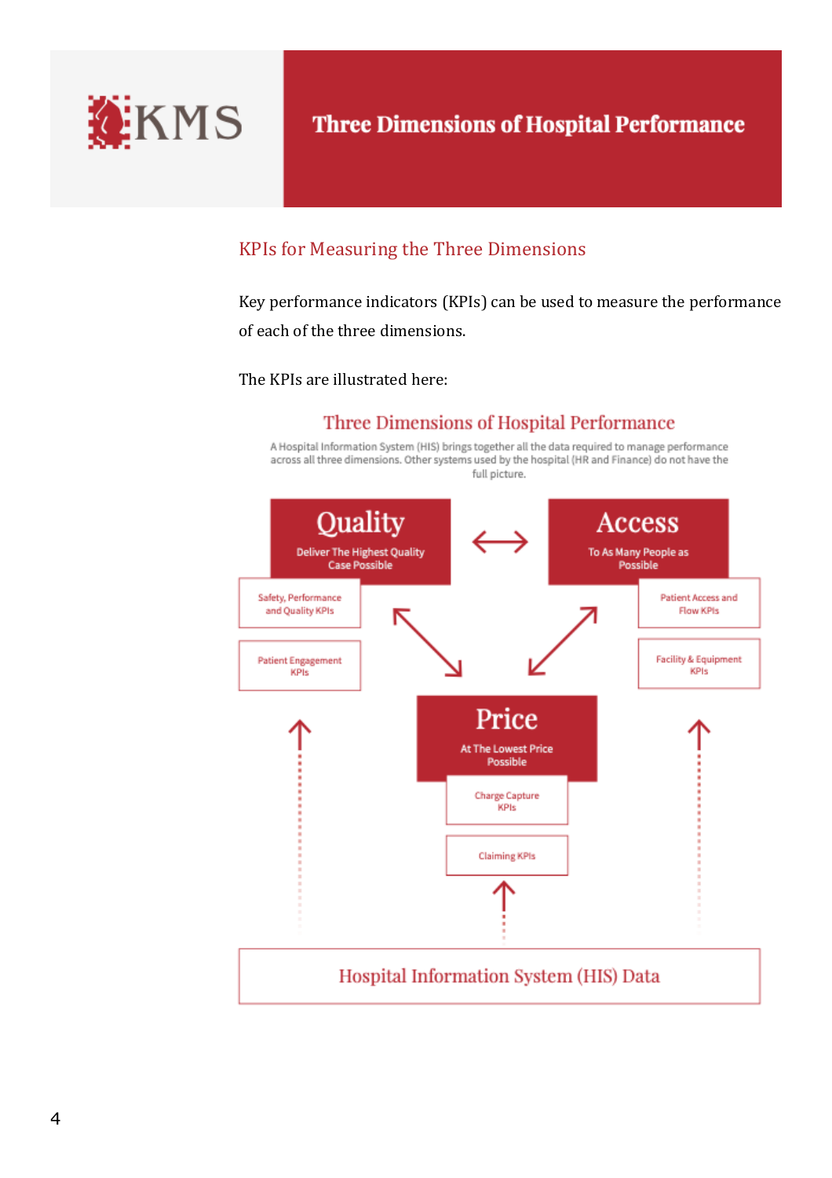## KPIs for Measuring the Three Dimensions

Key performance indicators (KPIs) can be used to measure the performance of each of the three dimensions.

The KPIs are illustrated here:

### Three Dimensions of Hospital Performance

A Hospital Information System (HIS) brings together all the data required to manage performance across all three dimensions. Other systems used by the hospital (HR and Finance) do not have the full picture.

**Quality** — Deliver The Highest Quality Case Possible

- Safety, Performance and Quality KPIs
- Patient Engagement KPIs

**Access** — To As Many People as Possible

- Patient Access and Flow KPIs
- Facility & Equipment KPIs

**Price** — At The Lowest Price Possible

- Charge Capture KPIs
- Claiming KPIs

Hospital Information System (HIS) Data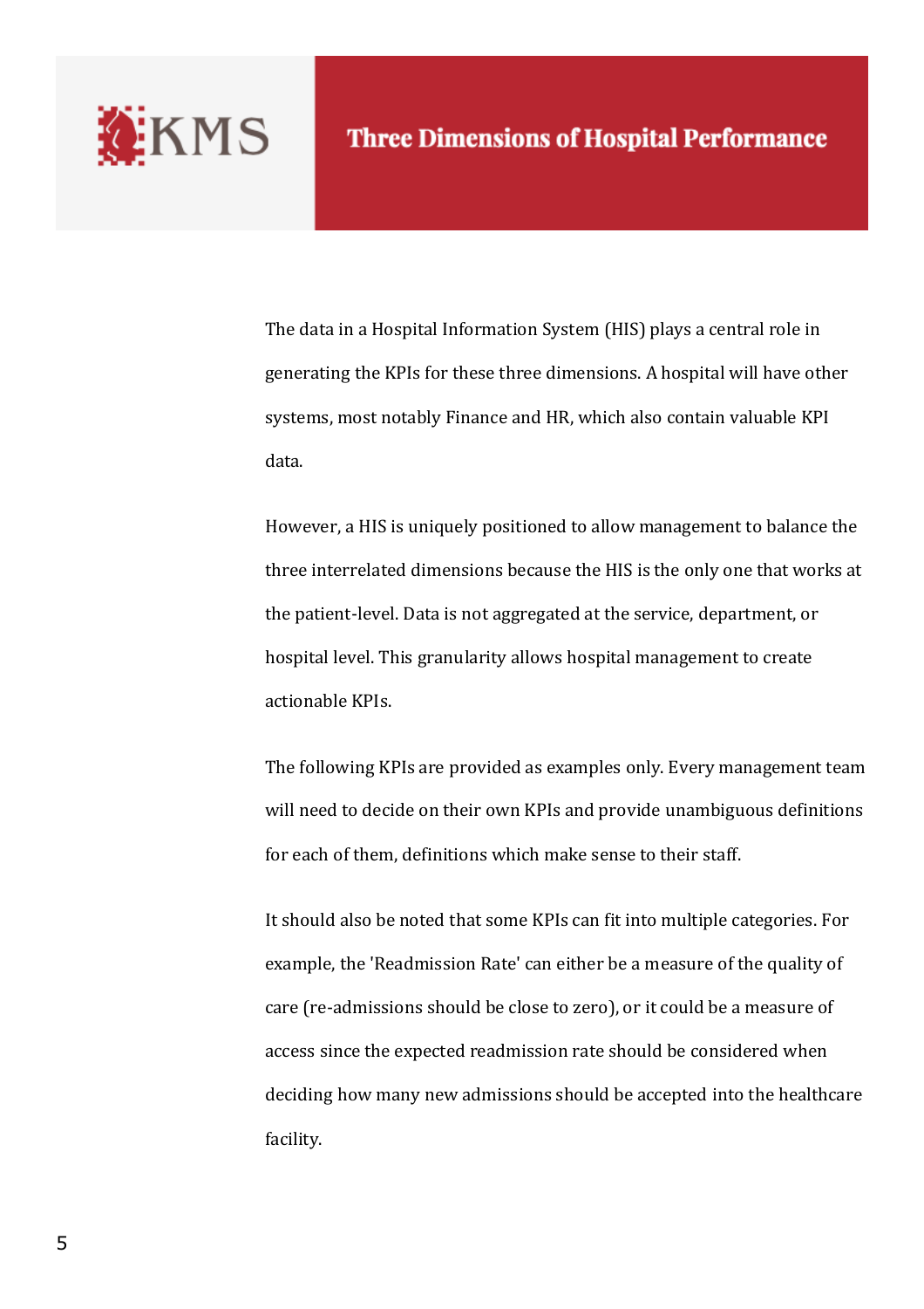The data in a Hospital Information System (HIS) plays a central role in generating the KPIs for these three dimensions. A hospital will have other systems, most notably Finance and HR, which also contain valuable KPI data.

However, a HIS is uniquely positioned to allow management to balance the three interrelated dimensions because the HIS is the only one that works at the patient-level. Data is not aggregated at the service, department, or hospital level. This granularity allows hospital management to create actionable KPIs.

The following KPIs are provided as examples only. Every management team will need to decide on their own KPIs and provide unambiguous definitions for each of them, definitions which make sense to their staff.

It should also be noted that some KPIs can fit into multiple categories. For example, the 'Readmission Rate' can either be a measure of the quality of care (re-admissions should be close to zero), or it could be a measure of access since the expected readmission rate should be considered when deciding how many new admissions should be accepted into the healthcare facility.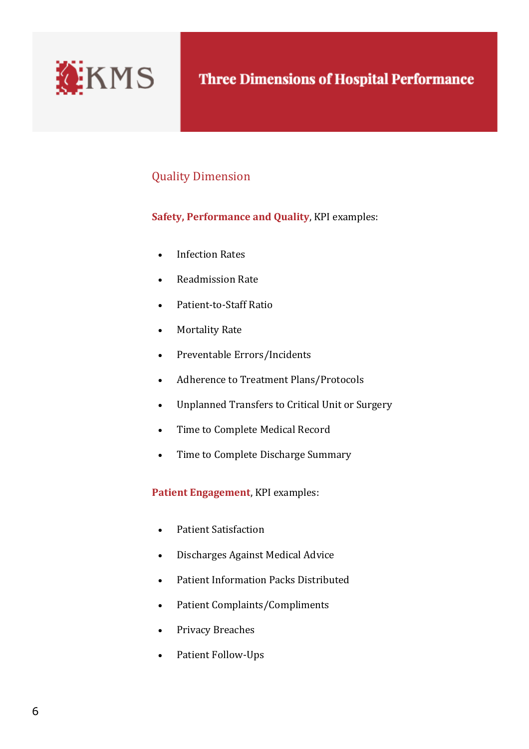# Three Dimensions of Hospital Performance

## Quality Dimension

**Safety, Performance and Quality**, KPI examples:

- Infection Rates
- Readmission Rate
- Patient-to-Staff Ratio
- Mortality Rate
- Preventable Errors/Incidents
- Adherence to Treatment Plans/Protocols
- Unplanned Transfers to Critical Unit or Surgery
- Time to Complete Medical Record
- Time to Complete Discharge Summary

**Patient Engagement**, KPI examples:

- Patient Satisfaction
- Discharges Against Medical Advice
- Patient Information Packs Distributed
- Patient Complaints/Compliments
- Privacy Breaches
- Patient Follow-Ups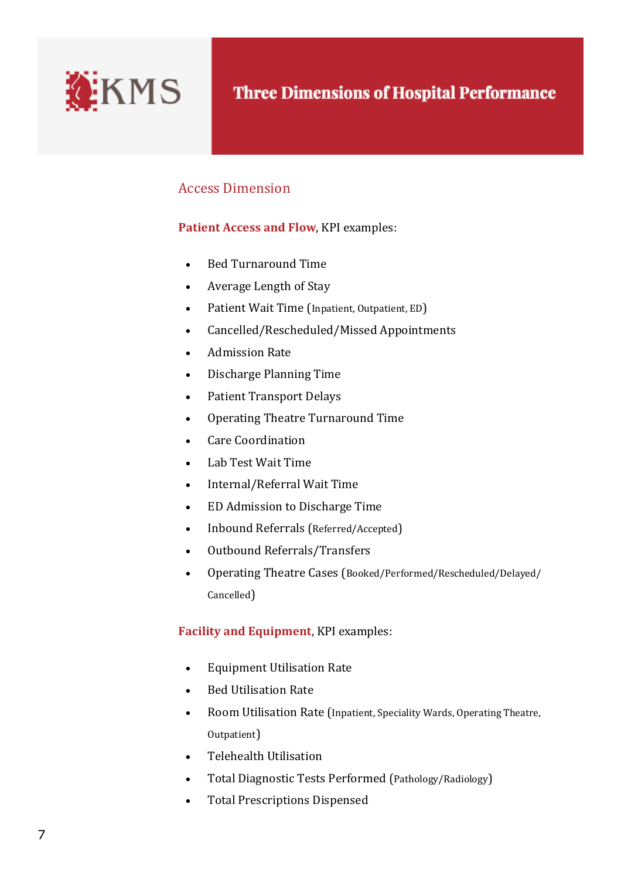# Three Dimensions of Hospital Performance

## Access Dimension

**Patient Access and Flow**, KPI examples:

- Bed Turnaround Time
- Average Length of Stay
- Patient Wait Time (Inpatient, Outpatient, ED)
- Cancelled/Rescheduled/Missed Appointments
- Admission Rate
- Discharge Planning Time
- Patient Transport Delays
- Operating Theatre Turnaround Time
- Care Coordination
- Lab Test Wait Time
- Internal/Referral Wait Time
- ED Admission to Discharge Time
- Inbound Referrals (Referred/Accepted)
- Outbound Referrals/Transfers
- Operating Theatre Cases (Booked/Performed/Rescheduled/Delayed/Cancelled)

**Facility and Equipment**, KPI examples:

- Equipment Utilisation Rate
- Bed Utilisation Rate
- Room Utilisation Rate (Inpatient, Speciality Wards, Operating Theatre, Outpatient)
- Telehealth Utilisation
- Total Diagnostic Tests Performed (Pathology/Radiology)
- Total Prescriptions Dispensed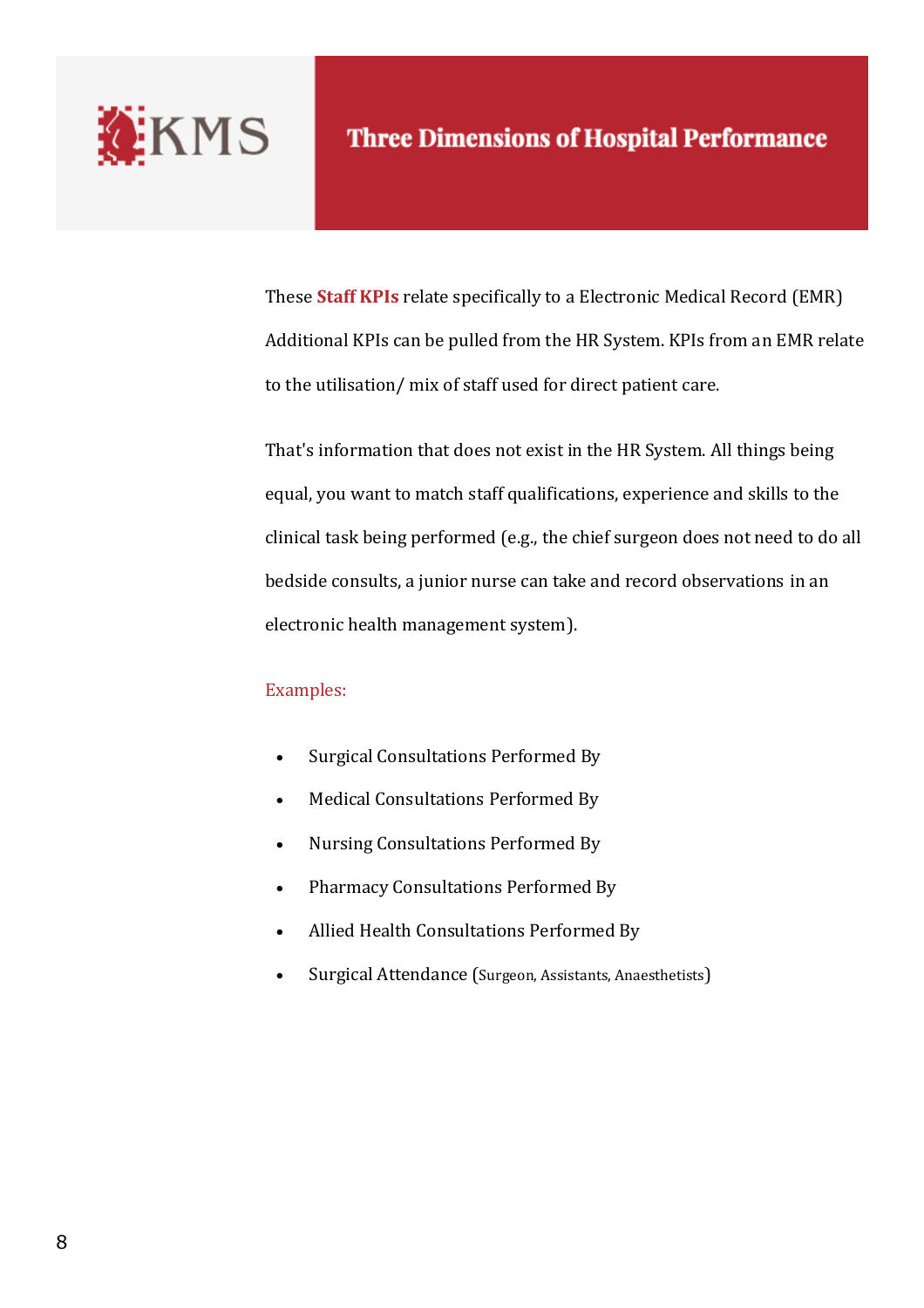# Three Dimensions of Hospital Performance

These **Staff KPIs** relate specifically to a Electronic Medical Record (EMR) Additional KPIs can be pulled from the HR System. KPIs from an EMR relate to the utilisation/ mix of staff used for direct patient care.

That's information that does not exist in the HR System. All things being equal, you want to match staff qualifications, experience and skills to the clinical task being performed (e.g., the chief surgeon does not need to do all bedside consults, a junior nurse can take and record observations in an electronic health management system).

Examples:

- Surgical Consultations Performed By
- Medical Consultations Performed By
- Nursing Consultations Performed By
- Pharmacy Consultations Performed By
- Allied Health Consultations Performed By
- Surgical Attendance (Surgeon, Assistants, Anaesthetists)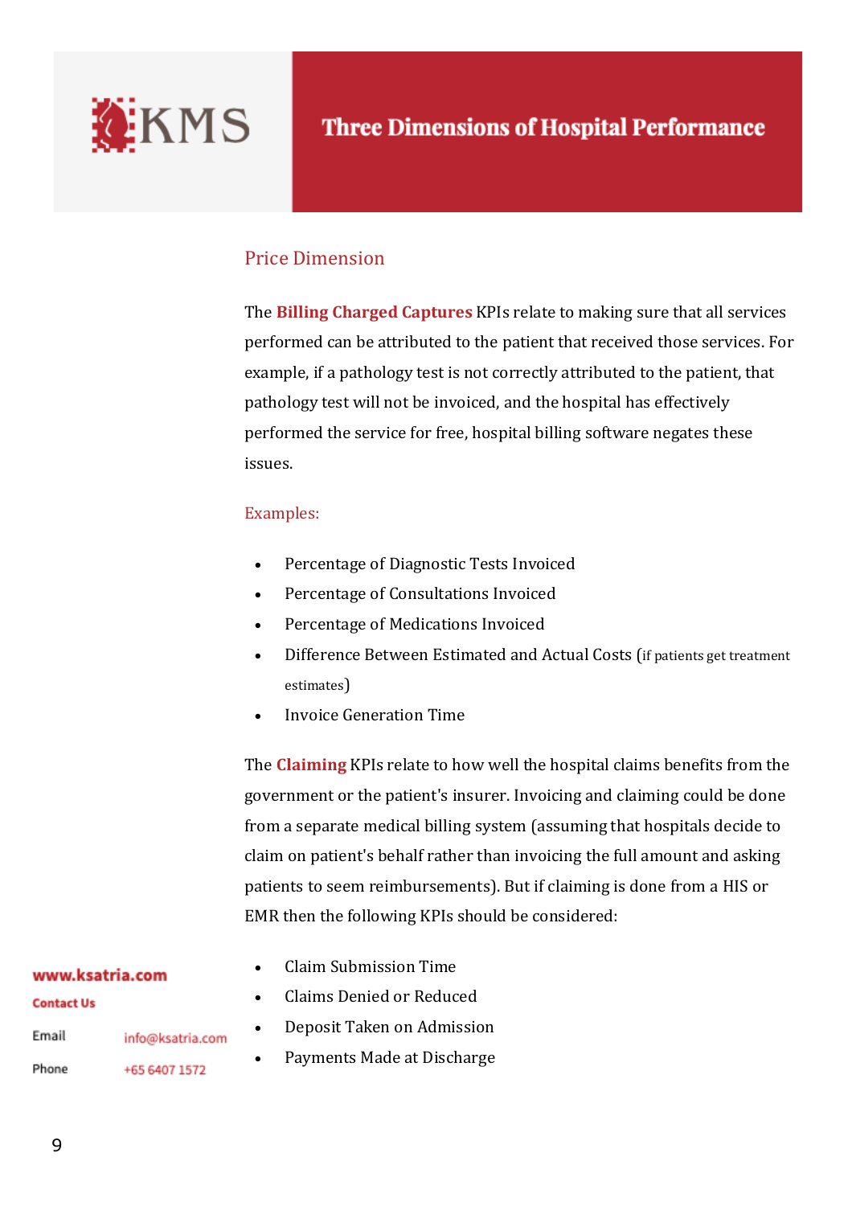# Three Dimensions of Hospital Performance

## Price Dimension

The **Billing Charged Captures** KPIs relate to making sure that all services performed can be attributed to the patient that received those services. For example, if a pathology test is not correctly attributed to the patient, that pathology test will not be invoiced, and the hospital has effectively performed the service for free, hospital billing software negates these issues.

### Examples:

- Percentage of Diagnostic Tests Invoiced
- Percentage of Consultations Invoiced
- Percentage of Medications Invoiced
- Difference Between Estimated and Actual Costs (if patients get treatment estimates)
- Invoice Generation Time

The **Claiming** KPIs relate to how well the hospital claims benefits from the government or the patient's insurer. Invoicing and claiming could be done from a separate medical billing system (assuming that hospitals decide to claim on patient's behalf rather than invoicing the full amount and asking patients to seem reimbursements). But if claiming is done from a HIS or EMR then the following KPIs should be considered:

- Claim Submission Time
- Claims Denied or Reduced
- Deposit Taken on Admission
- Payments Made at Discharge

www.ksatria.com

Contact Us

Email info@ksatria.com

Phone +65 6407 1572